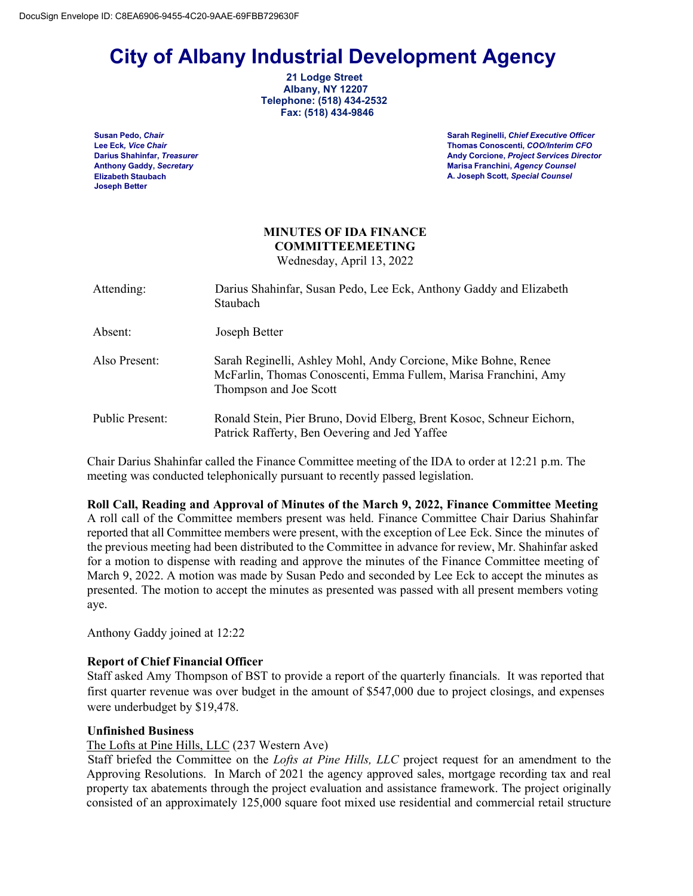DocuSign Envelope ID: C8EA6906-9455-4C20-9AAE-69FBB729630F

# City of Albany Industrial Development Agency

**21 Lodge Street**
**Albany, NY 12207**
**Telephone: (518) 434-2532**
**Fax: (518) 434-9846**

**Susan Pedo, *Chair***
**Lee Eck, *Vice Chair***
**Darius Shahinfar, *Treasurer***
**Anthony Gaddy, *Secretary***
**Elizabeth Staubach**
**Joseph Better**

**Sarah Reginelli, *Chief Executive Officer***
**Thomas Conoscenti, *COO/Interim CFO***
**Andy Corcione, *Project Services Director***
**Marisa Franchini, *Agency Counsel***
**A. Joseph Scott, *Special Counsel***

**MINUTES OF IDA FINANCE COMMITTEEMEETING**
Wednesday, April 13, 2022

| | |
|---|---|
| Attending: | Darius Shahinfar, Susan Pedo, Lee Eck, Anthony Gaddy and Elizabeth Staubach |
| Absent: | Joseph Better |
| Also Present: | Sarah Reginelli, Ashley Mohl, Andy Corcione, Mike Bohne, Renee McFarlin, Thomas Conoscenti, Emma Fullem, Marisa Franchini, Amy Thompson and Joe Scott |
| Public Present: | Ronald Stein, Pier Bruno, Dovid Elberg, Brent Kosoc, Schneur Eichorn, Patrick Rafferty, Ben Oevering and Jed Yaffee |

Chair Darius Shahinfar called the Finance Committee meeting of the IDA to order at 12:21 p.m. The meeting was conducted telephonically pursuant to recently passed legislation.

**Roll Call, Reading and Approval of Minutes of the March 9, 2022, Finance Committee Meeting**
A roll call of the Committee members present was held. Finance Committee Chair Darius Shahinfar reported that all Committee members were present, with the exception of Lee Eck. Since the minutes of the previous meeting had been distributed to the Committee in advance for review, Mr. Shahinfar asked for a motion to dispense with reading and approve the minutes of the Finance Committee meeting of March 9, 2022. A motion was made by Susan Pedo and seconded by Lee Eck to accept the minutes as presented. The motion to accept the minutes as presented was passed with all present members voting aye.

Anthony Gaddy joined at 12:22

**Report of Chief Financial Officer**
Staff asked Amy Thompson of BST to provide a report of the quarterly financials. It was reported that first quarter revenue was over budget in the amount of $547,000 due to project closings, and expenses were underbudget by $19,478.

**Unfinished Business**
The Lofts at Pine Hills, LLC (237 Western Ave)
Staff briefed the Committee on the *Lofts at Pine Hills, LLC* project request for an amendment to the Approving Resolutions. In March of 2021 the agency approved sales, mortgage recording tax and real property tax abatements through the project evaluation and assistance framework. The project originally consisted of an approximately 125,000 square foot mixed use residential and commercial retail structure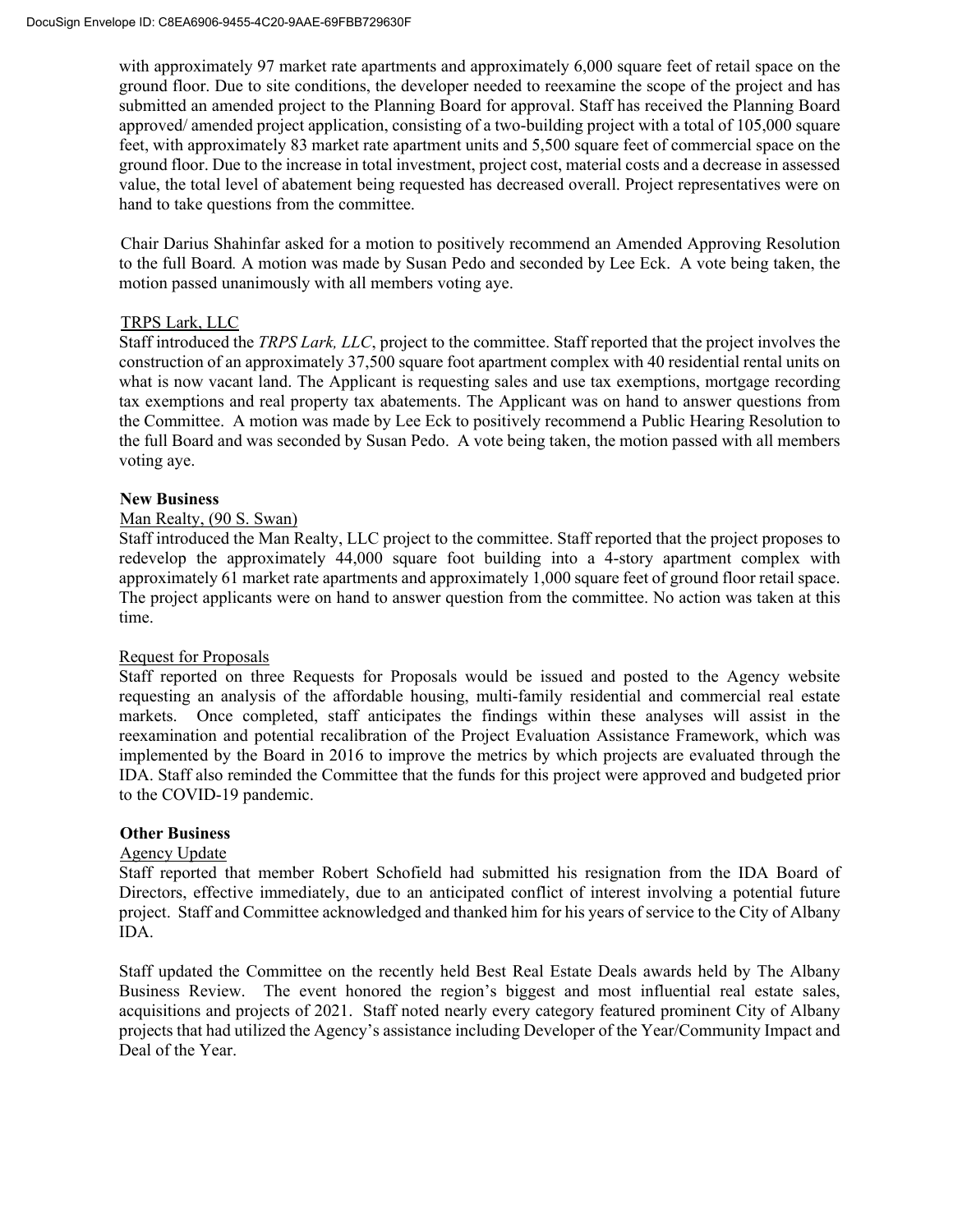with approximately 97 market rate apartments and approximately 6,000 square feet of retail space on the ground floor. Due to site conditions, the developer needed to reexamine the scope of the project and has submitted an amended project to the Planning Board for approval. Staff has received the Planning Board approved/ amended project application, consisting of a two-building project with a total of 105,000 square feet, with approximately 83 market rate apartment units and 5,500 square feet of commercial space on the ground floor. Due to the increase in total investment, project cost, material costs and a decrease in assessed value, the total level of abatement being requested has decreased overall. Project representatives were on hand to take questions from the committee.

Chair Darius Shahinfar asked for a motion to positively recommend an Amended Approving Resolution to the full Board. A motion was made by Susan Pedo and seconded by Lee Eck. A vote being taken, the motion passed unanimously with all members voting aye.

TRPS Lark, LLC

Staff introduced the *TRPS Lark, LLC*, project to the committee. Staff reported that the project involves the construction of an approximately 37,500 square foot apartment complex with 40 residential rental units on what is now vacant land. The Applicant is requesting sales and use tax exemptions, mortgage recording tax exemptions and real property tax abatements. The Applicant was on hand to answer questions from the Committee. A motion was made by Lee Eck to positively recommend a Public Hearing Resolution to the full Board and was seconded by Susan Pedo. A vote being taken, the motion passed with all members voting aye.

**New Business**

Man Realty, (90 S. Swan)

Staff introduced the Man Realty, LLC project to the committee. Staff reported that the project proposes to redevelop the approximately 44,000 square foot building into a 4-story apartment complex with approximately 61 market rate apartments and approximately 1,000 square feet of ground floor retail space. The project applicants were on hand to answer question from the committee. No action was taken at this time.

Request for Proposals

Staff reported on three Requests for Proposals would be issued and posted to the Agency website requesting an analysis of the affordable housing, multi-family residential and commercial real estate markets. Once completed, staff anticipates the findings within these analyses will assist in the reexamination and potential recalibration of the Project Evaluation Assistance Framework, which was implemented by the Board in 2016 to improve the metrics by which projects are evaluated through the IDA. Staff also reminded the Committee that the funds for this project were approved and budgeted prior to the COVID-19 pandemic.

**Other Business**

Agency Update

Staff reported that member Robert Schofield had submitted his resignation from the IDA Board of Directors, effective immediately, due to an anticipated conflict of interest involving a potential future project. Staff and Committee acknowledged and thanked him for his years of service to the City of Albany IDA.

Staff updated the Committee on the recently held Best Real Estate Deals awards held by The Albany Business Review. The event honored the region's biggest and most influential real estate sales, acquisitions and projects of 2021. Staff noted nearly every category featured prominent City of Albany projects that had utilized the Agency's assistance including Developer of the Year/Community Impact and Deal of the Year.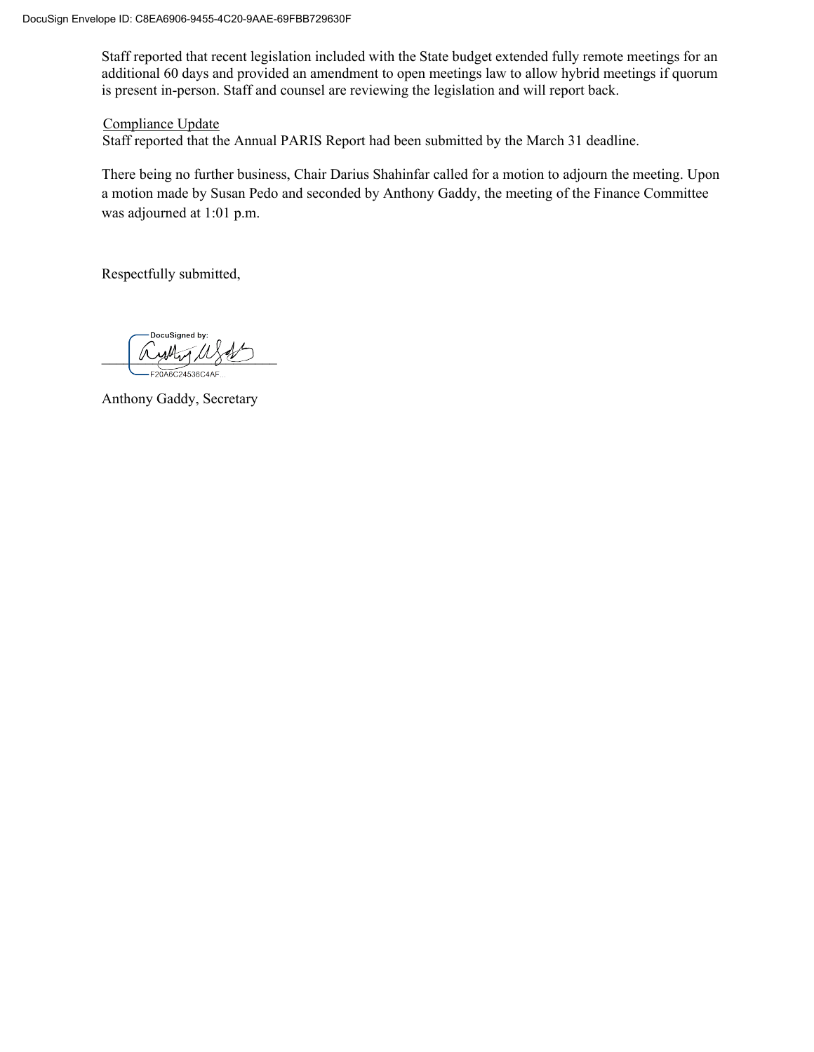Staff reported that recent legislation included with the State budget extended fully remote meetings for an additional 60 days and provided an amendment to open meetings law to allow hybrid meetings if quorum is present in-person. Staff and counsel are reviewing the legislation and will report back.

Compliance Update

Staff reported that the Annual PARIS Report had been submitted by the March 31 deadline.

There being no further business, Chair Darius Shahinfar called for a motion to adjourn the meeting. Upon a motion made by Susan Pedo and seconded by Anthony Gaddy, the meeting of the Finance Committee was adjourned at 1:01 p.m.

Respectfully submitted,

DocuSigned by:

F20A6C24536C4AF...

Anthony Gaddy, Secretary